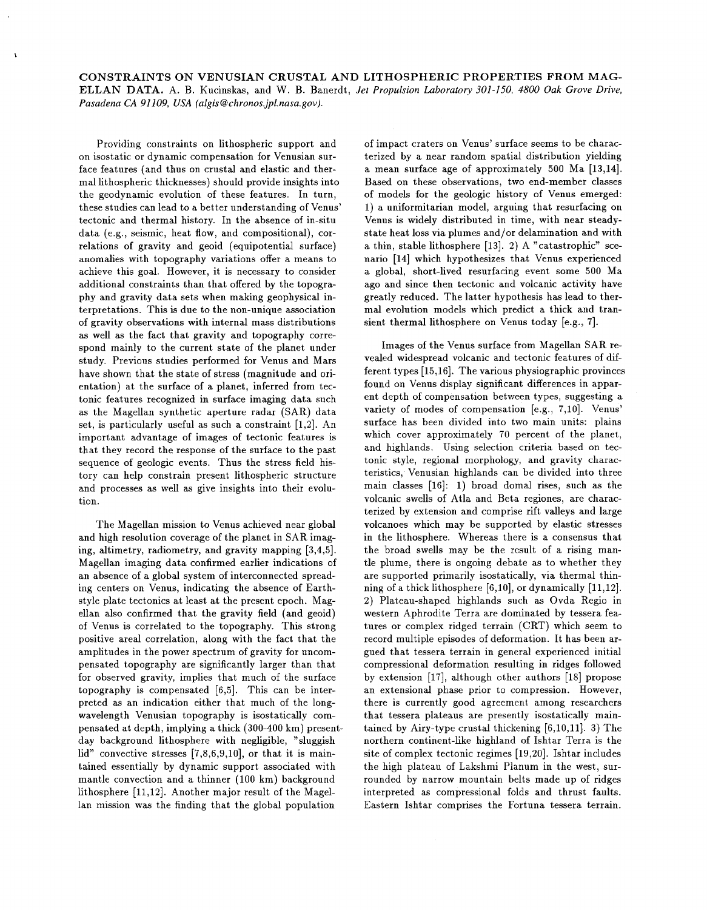**CONSTRAINTS ON VENUSIAN CRUSTAL AND LITHOSPHERIC PROPERTIES FROM MAGELLAN DATA.** A. B. Kucinskas, and W. B. Banerdt, *Jet Propulsion Laboratory 301-150, 4800 Oak Grove Drive, Pasadena CA 91109, USA (algis@chronos.jpl.nasa.gov).*

Providing constraints on lithospheric support and on isostatic or dynamic compensation for Venusian surface features (and thus on crustal and elastic and thermal lithospheric thicknesses) should provide insights into the geodynamic evolution of these features. In turn, these studies can lead to a better understanding of Venus' tectonic and thermal history. In the absence of in-situ data (e.g., seismic, heat flow, and compositional), correlations of gravity and geoid (equipotential surface) anomalies with topography variations offer a means to achieve this goal. However, it is necessary to consider additional constraints than that offered by the topography and gravity data sets when making geophysical interpretations. This is due to the non-unique association of gravity observations with internal mass distributions as well as the fact that gravity and topography correspond mainly to the current state of the planet under study. Previous studies performed for Venus and Mars have shown that the state of stress (magnitude and orientation) at the surface of a planet, inferred from tectonic features recognized in surface imaging data such as the Magellan synthetic aperture radar (SAR) data set, is particularly useful as such a constraint [1,2]. An important advantage of images of tectonic features is that they record the response of the surface to the past sequence of geologic events. Thus the stress field history can help constrain present lithospheric structure and processes as well as give insights into their evolution.

The Magellan mission to Venus achieved near global and high resolution coverage of the planet in SAR imaging, altimetry, radiometry, and gravity mapping [3,4,5]. Magellan imaging data confirmed earlier indications of an absence of a global system of interconnected spreading centers on Venus, indicating the absence of Earth-style plate tectonics at least at the present epoch. Magellan also confirmed that the gravity field (and geoid) of Venus is correlated to the topography. This strong positive areal correlation, along with the fact that the amplitudes in the power spectrum of gravity for uncompensated topography are significantly larger than that for observed gravity, implies that much of the surface topography is compensated [6,5]. This can be interpreted as an indication either that much of the long-wavelength Venusian topography is isostatically compensated at depth, implying a thick (300-400 km) present-day background lithosphere with negligible, "sluggish lid" convective stresses [7,8,6,9,10], or that it is maintained essentially by dynamic support associated with mantle convection and a thinner (100 km) background lithosphere [11,12]. Another major result of the Magellan mission was the finding that the global population of impact craters on Venus' surface seems to be characterized by a near random spatial distribution yielding a mean surface age of approximately 500 Ma [13,14]. Based on these observations, two end-member classes of models for the geologic history of Venus emerged: 1) a uniformitarian model, arguing that resurfacing on Venus is widely distributed in time, with near steady-state heat loss via plumes and/or delamination and with a thin, stable lithosphere [13]. 2) A "catastrophic" scenario [14] which hypothesizes that Venus experienced a global, short-lived resurfacing event some 500 Ma ago and since then tectonic and volcanic activity have greatly reduced. The latter hypothesis has lead to thermal evolution models which predict a thick and transient thermal lithosphere on Venus today [e.g., 7].

Images of the Venus surface from Magellan SAR revealed widespread volcanic and tectonic features of different types [15,16]. The various physiographic provinces found on Venus display significant differences in apparent depth of compensation between types, suggesting a variety of modes of compensation [e.g., 7,10]. Venus' surface has been divided into two main units: plains which cover approximately 70 percent of the planet, and highlands. Using selection criteria based on tectonic style, regional morphology, and gravity characteristics, Venusian highlands can be divided into three main classes [16]: 1) broad domal rises, such as the volcanic swells of Atla and Beta regiones, are characterized by extension and comprise rift valleys and large volcanoes which may be supported by elastic stresses in the lithosphere. Whereas there is a consensus that the broad swells may be the result of a rising mantle plume, there is ongoing debate as to whether they are supported primarily isostatically, via thermal thinning of a thick lithosphere [6,10], or dynamically [11,12]. 2) Plateau-shaped highlands such as Ovda Regio in western Aphrodite Terra are dominated by tessera features or complex ridged terrain (CRT) which seem to record multiple episodes of deformation. It has been argued that tessera terrain in general experienced initial compressional deformation resulting in ridges followed by extension [17], although other authors [18] propose an extensional phase prior to compression. However, there is currently good agreement among researchers that tessera plateaus are presently isostatically maintained by Airy-type crustal thickening [6,10,11]. 3) The northern continent-like highland of Ishtar Terra is the site of complex tectonic regimes [19,20]. Ishtar includes the high plateau of Lakshmi Planum in the west, surrounded by narrow mountain belts made up of ridges interpreted as compressional folds and thrust faults. Eastern Ishtar comprises the Fortuna tessera terrain.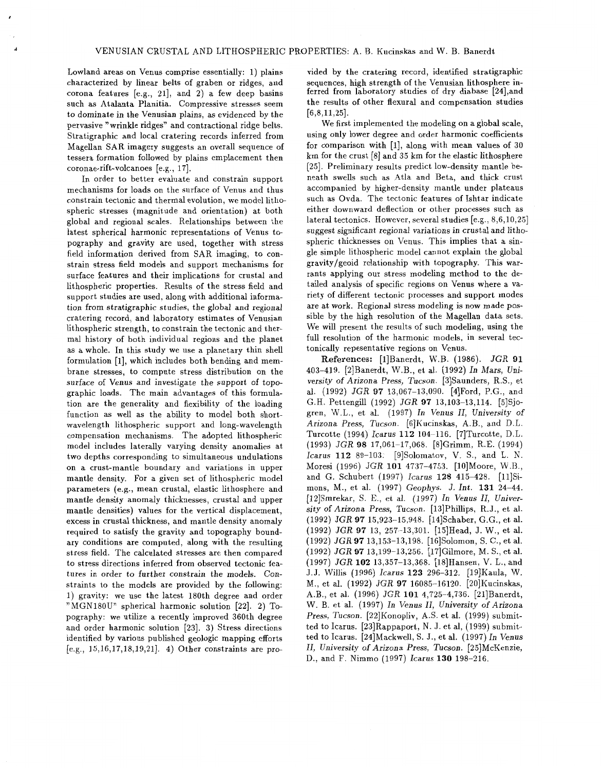Lowland areas on Venus comprise essentially: 1) plains characterized by linear belts of graben or ridges, and corona features [e.g., 21], and 2) a few deep basins such as Atalanta Planitia. Compressive stresses seem to dominate in the Venusian plains, as evidenced by the pervasive "wrinkle ridges" and contractional ridge belts. Stratigraphic and local cratering records inferred from Magellan SAR imagery suggests an overall sequence of tessera formation followed by plains emplacement then coronae-rift-volcanoes [e.g., 17].

In order to better evaluate and constrain support mechanisms for loads on the surface of Venus and thus constrain tectonic and thermal evolution, we model lithospheric stresses (magnitude and orientation) at both global and regional scales. Relationships between the latest spherical harmonic representations of Venus topography and gravity are used, together with stress field information derived from SAR imaging, to constrain stress field models and support mechanisms for surface features and their implications for crustal and lithospheric properties. Results of the stress field and support studies are used, along with additional information from stratigraphic studies, the global and regional cratering record, and laboratory estimates of Venusian lithospheric strength, to constrain the tectonic and thermal history of both individual regions and the planet as a whole. In this study we use a planetary thin shell formulation [1], which includes both bending and membrane stresses, to compute stress distribution on the surface of Venus and investigate the support of topographic loads. The main advantages of this formulation are the generality and flexibility of the loading function as well as the ability to model both short-wavelength lithospheric support and long-wavelength compensation mechanisms. The adopted lithospheric model includes laterally varying density anomalies at two depths corresponding to simultaneous undulations on a crust-mantle boundary and variations in upper mantle density. For a given set of lithospheric model parameters (e.g., mean crustal, elastic lithosphere and mantle density anomaly thicknesses, crustal and upper mantle densities) values for the vertical displacement, excess in crustal thickness, and mantle density anomaly required to satisfy the gravity and topography boundary conditions are computed, along with the resulting stress field. The calculated stresses are then compared to stress directions inferred from observed tectonic features in order to further constrain the models. Constraints to the models are provided by the following: 1) gravity: we use the latest 180th degree and order "MGN180U" spherical harmonic solution [22]. 2) Topography: we utilize a recently improved 360th degree and order harmonic solution [23]. 3) Stress directions identified by various published geologic mapping efforts [e.g., 15,16,17,18,19,21]. 4) Other constraints are provided by the cratering record, identified stratigraphic sequences, high strength of the Venusian lithosphere inferred from laboratory studies of dry diabase [24], and the results of other flexural and compensation studies [6,8,11,25].

We first implemented the modeling on a global scale, using only lower degree and order harmonic coefficients for comparison with [1], along with mean values of 30 km for the crust [8] and 35 km for the elastic lithosphere [25]. Preliminary results predict low-density mantle beneath swells such as Atla and Beta, and thick crust accompanied by higher-density mantle under plateaus such as Ovda. The tectonic features of Ishtar indicate either downward deflection or other processes such as lateral tectonics. However, several studies [e.g., 8,6,10,25] suggest significant regional variations in crustal and lithospheric thicknesses on Venus. This implies that a single simple lithospheric model cannot explain the global gravity/geoid relationship with topography. This warrants applying our stress modeling method to the detailed analysis of specific regions on Venus where a variety of different tectonic processes and support modes are at work. Regional stress modeling is now made possible by the high resolution of the Magellan data sets. We will present the results of such modeling, using the full resolution of the harmonic models, in several tectonically repesentative regions on Venus.

**References:** [1]Banerdt, W.B. (1986). *JGR* **91** 403-419. [2]Banerdt, W.B., et al. (1992) *In Mars, University of Arizona Press, Tucson.* [3]Saunders, R.S., et al. (1992) *JGR* **97** 13,067-13,090. [4]Ford, P.G., and G.H. Pettengill (1992) *JGR* **97** 13,103-13,114. [5]Sjogren, W.L., et al. (1997) *In Venus II, University of Arizona Press, Tucson.* [6]Kucinskas, A.B., and D.L. Turcotte (1994) *Icarus* **112** 104-116. [7]Turcotte, D.L. (1993) *JGR* **98** 17,061-17,068. [8]Grimm, R.E. (1994) *Icarus* **112** 89-103. [9]Solomatov, V. S., and L. N. Moresi (1996) *JGR* **101** 4737-4753. [10]Moore, W.B., and G. Schubert (1997) *Icarus* **128** 415-428. [11]Simons, M., et al. (1997) *Geophys. J. Int.* **131** 24-44. [12]Smrekar, S. E., et al. (1997) *In Venus II, University of Arizona Press, Tucson.* [13]Phillips, R.J., et al. (1992) *JGR* **97** 15,923-15,948. [14]Schaber, G.G., et al. (1992) *JGR* **97** 13, 257-13,301. [15]Head, J. W., et al. (1992) *JGR* **97** 13,153-13,198. [16]Solomon, S. C., et al. (1992) *JGR* **97** 13,199-13,256. [17]Gilmore, M. S., et al. (1997) *JGR* **102** 13,357-13,368. [18]Hansen, V. L., and J.J. Willis (1996) *Icarus* **123** 296-312. [19]Kaula, W. M., et al. (1992) *JGR* **97** 16085-16120. [20]Kucinskas, A.B., et al. (1996) *JGR* **101** 4,725-4,736. [21]Banerdt, W. B. et al. (1997) *In Venus II, University of Arizona Press, Tucson.* [22]Konopliv, A.S. et al. (1999) submitted to Icarus. [23]Rappaport, N. J. et al, (1999) submitted to Icarus. [24]Mackwell, S. J., et al. (1997) *In Venus II, University of Arizona Press, Tucson.* [25]McKenzie, D., and F. Nimmo (1997) *Icarus* **130** 198-216.